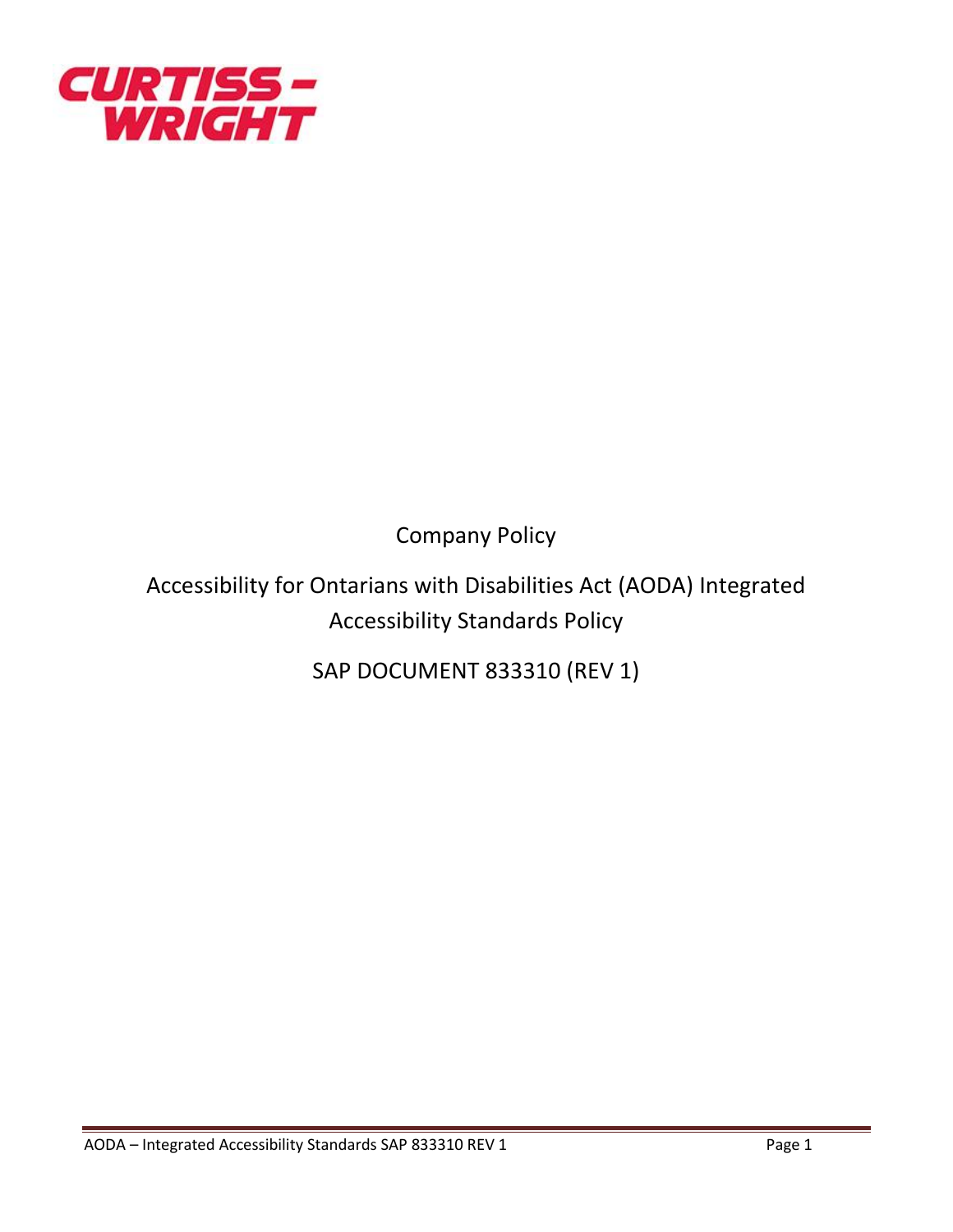CURTISS - WRIGHT

Company Policy

# Accessibility for Ontarians with Disabilities Act (AODA) Integrated Accessibility Standards Policy

SAP DOCUMENT 833310 (REV 1)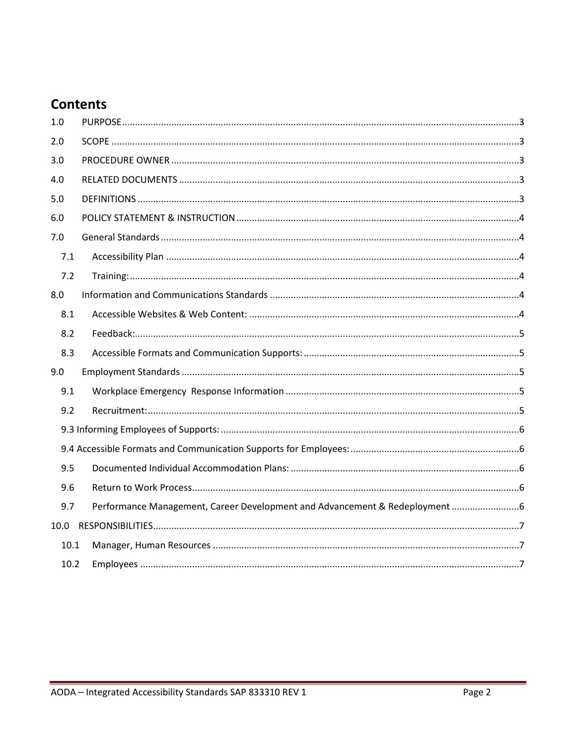# Contents

| | | |
|---|---|---|
| 1.0 | PURPOSE | 3 |
| 2.0 | SCOPE | 3 |
| 3.0 | PROCEDURE OWNER | 3 |
| 4.0 | RELATED DOCUMENTS | 3 |
| 5.0 | DEFINITIONS | 3 |
| 6.0 | POLICY STATEMENT & INSTRUCTION | 4 |
| 7.0 | General Standards | 4 |
| 7.1 | Accessibility Plan | 4 |
| 7.2 | Training: | 4 |
| 8.0 | Information and Communications Standards | 4 |
| 8.1 | Accessible Websites & Web Content: | 4 |
| 8.2 | Feedback: | 5 |
| 8.3 | Accessible Formats and Communication Supports: | 5 |
| 9.0 | Employment Standards | 5 |
| 9.1 | Workplace Emergency Response Information | 5 |
| 9.2 | Recruitment: | 5 |
| 9.3 | Informing Employees of Supports: | 6 |
| 9.4 | Accessible Formats and Communication Supports for Employees: | 6 |
| 9.5 | Documented Individual Accommodation Plans: | 6 |
| 9.6 | Return to Work Process | 6 |
| 9.7 | Performance Management, Career Development and Advancement & Redeployment | 6 |
| 10.0 | RESPONSIBILITIES | 7 |
| 10.1 | Manager, Human Resources | 7 |
| 10.2 | Employees | 7 |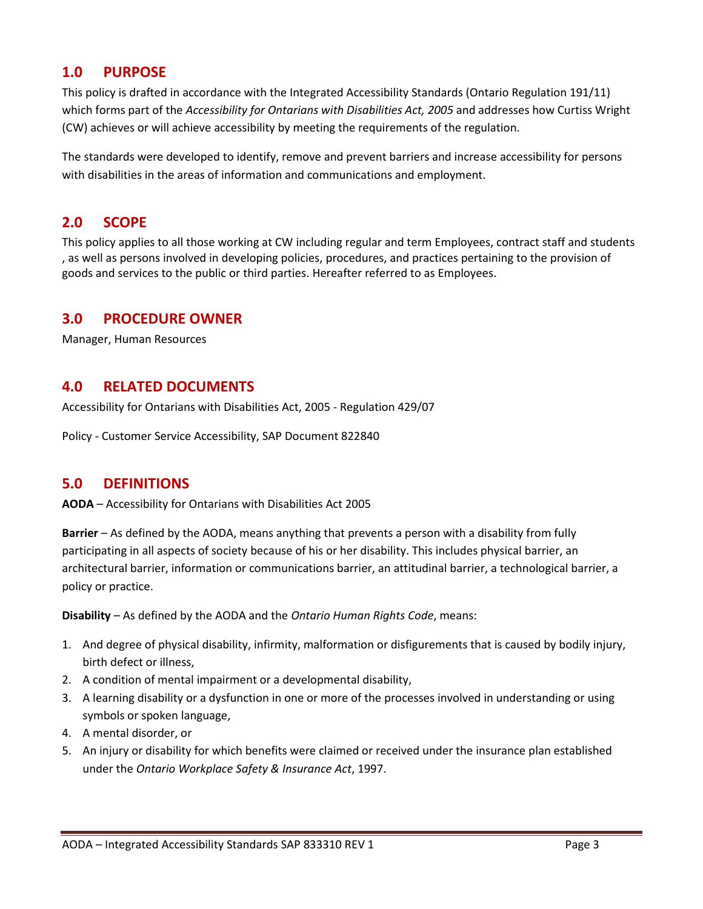## 1.0 PURPOSE

This policy is drafted in accordance with the Integrated Accessibility Standards (Ontario Regulation 191/11) which forms part of the *Accessibility for Ontarians with Disabilities Act, 2005* and addresses how Curtiss Wright (CW) achieves or will achieve accessibility by meeting the requirements of the regulation.

The standards were developed to identify, remove and prevent barriers and increase accessibility for persons with disabilities in the areas of information and communications and employment.

## 2.0 SCOPE

This policy applies to all those working at CW including regular and term Employees, contract staff and students , as well as persons involved in developing policies, procedures, and practices pertaining to the provision of goods and services to the public or third parties. Hereafter referred to as Employees.

## 3.0 PROCEDURE OWNER

Manager, Human Resources

## 4.0 RELATED DOCUMENTS

Accessibility for Ontarians with Disabilities Act, 2005 - Regulation 429/07

Policy - Customer Service Accessibility, SAP Document 822840

## 5.0 DEFINITIONS

**AODA** – Accessibility for Ontarians with Disabilities Act 2005

**Barrier** – As defined by the AODA, means anything that prevents a person with a disability from fully participating in all aspects of society because of his or her disability. This includes physical barrier, an architectural barrier, information or communications barrier, an attitudinal barrier, a technological barrier, a policy or practice.

**Disability** – As defined by the AODA and the *Ontario Human Rights Code*, means:

1. And degree of physical disability, infirmity, malformation or disfigurements that is caused by bodily injury, birth defect or illness,
2. A condition of mental impairment or a developmental disability,
3. A learning disability or a dysfunction in one or more of the processes involved in understanding or using symbols or spoken language,
4. A mental disorder, or
5. An injury or disability for which benefits were claimed or received under the insurance plan established under the *Ontario Workplace Safety & Insurance Act*, 1997.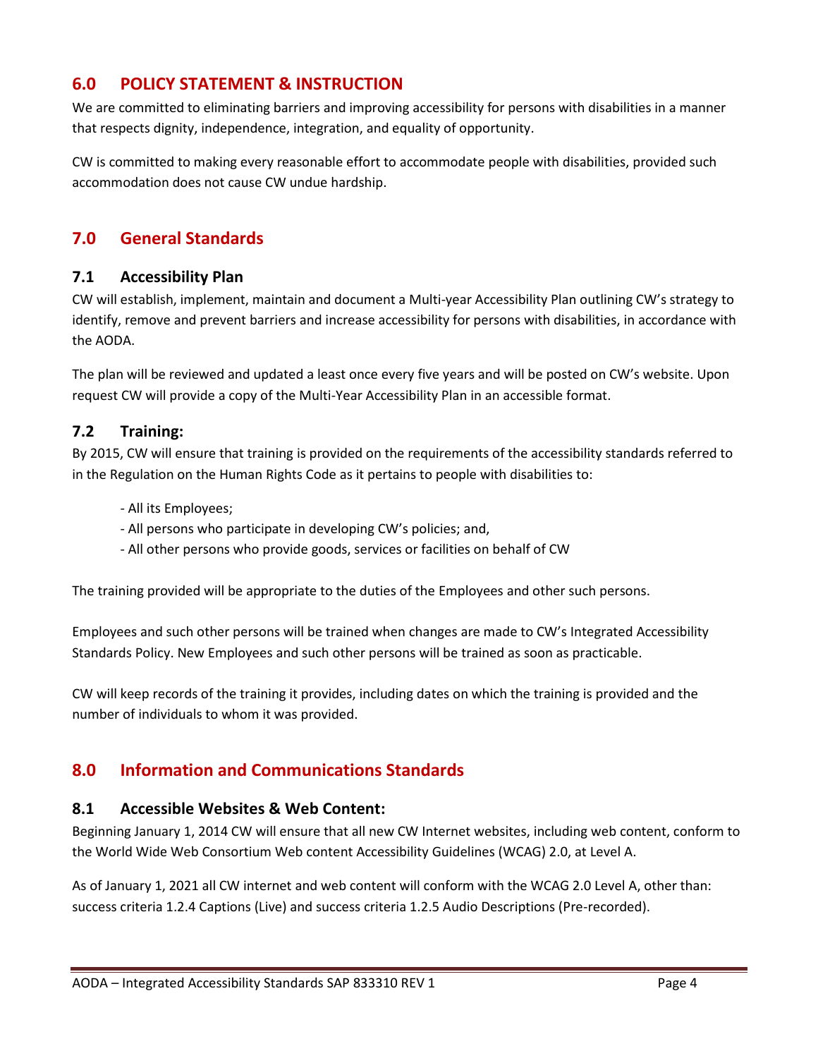## 6.0 POLICY STATEMENT & INSTRUCTION

We are committed to eliminating barriers and improving accessibility for persons with disabilities in a manner that respects dignity, independence, integration, and equality of opportunity.

CW is committed to making every reasonable effort to accommodate people with disabilities, provided such accommodation does not cause CW undue hardship.

## 7.0 General Standards

### 7.1 Accessibility Plan

CW will establish, implement, maintain and document a Multi-year Accessibility Plan outlining CW's strategy to identify, remove and prevent barriers and increase accessibility for persons with disabilities, in accordance with the AODA.

The plan will be reviewed and updated a least once every five years and will be posted on CW's website. Upon request CW will provide a copy of the Multi-Year Accessibility Plan in an accessible format.

### 7.2 Training:

By 2015, CW will ensure that training is provided on the requirements of the accessibility standards referred to in the Regulation on the Human Rights Code as it pertains to people with disabilities to:

- All its Employees;
- All persons who participate in developing CW's policies; and,
- All other persons who provide goods, services or facilities on behalf of CW

The training provided will be appropriate to the duties of the Employees and other such persons.

Employees and such other persons will be trained when changes are made to CW's Integrated Accessibility Standards Policy. New Employees and such other persons will be trained as soon as practicable.

CW will keep records of the training it provides, including dates on which the training is provided and the number of individuals to whom it was provided.

## 8.0 Information and Communications Standards

### 8.1 Accessible Websites & Web Content:

Beginning January 1, 2014 CW will ensure that all new CW Internet websites, including web content, conform to the World Wide Web Consortium Web content Accessibility Guidelines (WCAG) 2.0, at Level A.

As of January 1, 2021 all CW internet and web content will conform with the WCAG 2.0 Level A, other than: success criteria 1.2.4 Captions (Live) and success criteria 1.2.5 Audio Descriptions (Pre-recorded).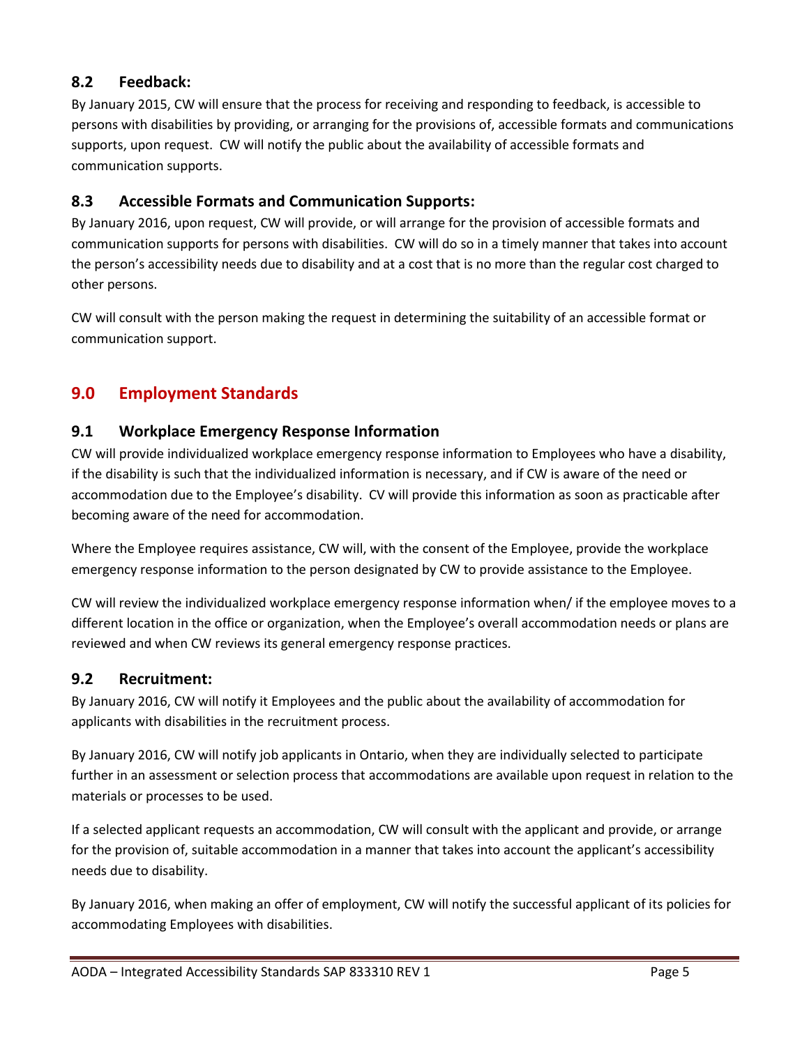### 8.2 Feedback:

By January 2015, CW will ensure that the process for receiving and responding to feedback, is accessible to persons with disabilities by providing, or arranging for the provisions of, accessible formats and communications supports, upon request. CW will notify the public about the availability of accessible formats and communication supports.

### 8.3 Accessible Formats and Communication Supports:

By January 2016, upon request, CW will provide, or will arrange for the provision of accessible formats and communication supports for persons with disabilities. CW will do so in a timely manner that takes into account the person's accessibility needs due to disability and at a cost that is no more than the regular cost charged to other persons.

CW will consult with the person making the request in determining the suitability of an accessible format or communication support.

## 9.0 Employment Standards

### 9.1 Workplace Emergency Response Information

CW will provide individualized workplace emergency response information to Employees who have a disability, if the disability is such that the individualized information is necessary, and if CW is aware of the need or accommodation due to the Employee's disability. CV will provide this information as soon as practicable after becoming aware of the need for accommodation.

Where the Employee requires assistance, CW will, with the consent of the Employee, provide the workplace emergency response information to the person designated by CW to provide assistance to the Employee.

CW will review the individualized workplace emergency response information when/ if the employee moves to a different location in the office or organization, when the Employee's overall accommodation needs or plans are reviewed and when CW reviews its general emergency response practices.

### 9.2 Recruitment:

By January 2016, CW will notify it Employees and the public about the availability of accommodation for applicants with disabilities in the recruitment process.

By January 2016, CW will notify job applicants in Ontario, when they are individually selected to participate further in an assessment or selection process that accommodations are available upon request in relation to the materials or processes to be used.

If a selected applicant requests an accommodation, CW will consult with the applicant and provide, or arrange for the provision of, suitable accommodation in a manner that takes into account the applicant's accessibility needs due to disability.

By January 2016, when making an offer of employment, CW will notify the successful applicant of its policies for accommodating Employees with disabilities.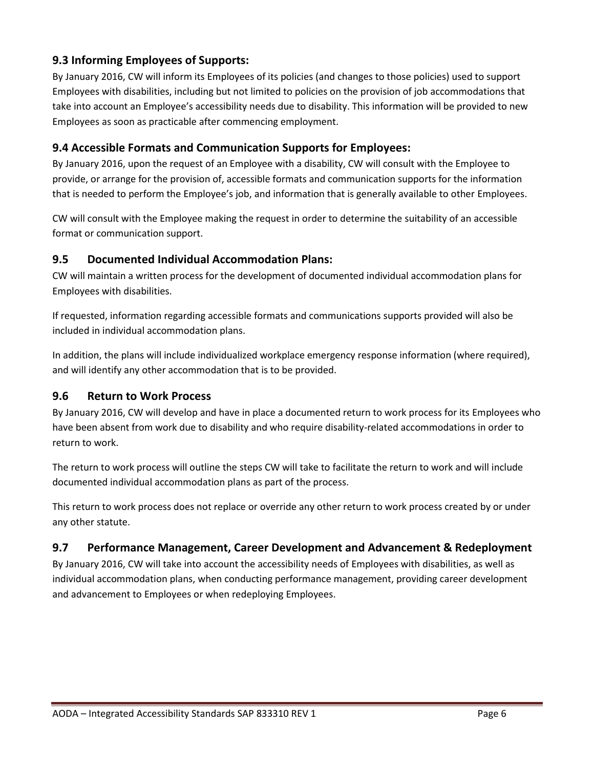### 9.3 Informing Employees of Supports:

By January 2016, CW will inform its Employees of its policies (and changes to those policies) used to support Employees with disabilities, including but not limited to policies on the provision of job accommodations that take into account an Employee's accessibility needs due to disability. This information will be provided to new Employees as soon as practicable after commencing employment.

### 9.4 Accessible Formats and Communication Supports for Employees:

By January 2016, upon the request of an Employee with a disability, CW will consult with the Employee to provide, or arrange for the provision of, accessible formats and communication supports for the information that is needed to perform the Employee's job, and information that is generally available to other Employees.

CW will consult with the Employee making the request in order to determine the suitability of an accessible format or communication support.

### 9.5 Documented Individual Accommodation Plans:

CW will maintain a written process for the development of documented individual accommodation plans for Employees with disabilities.

If requested, information regarding accessible formats and communications supports provided will also be included in individual accommodation plans.

In addition, the plans will include individualized workplace emergency response information (where required), and will identify any other accommodation that is to be provided.

### 9.6 Return to Work Process

By January 2016, CW will develop and have in place a documented return to work process for its Employees who have been absent from work due to disability and who require disability-related accommodations in order to return to work.

The return to work process will outline the steps CW will take to facilitate the return to work and will include documented individual accommodation plans as part of the process.

This return to work process does not replace or override any other return to work process created by or under any other statute.

### 9.7 Performance Management, Career Development and Advancement & Redeployment

By January 2016, CW will take into account the accessibility needs of Employees with disabilities, as well as individual accommodation plans, when conducting performance management, providing career development and advancement to Employees or when redeploying Employees.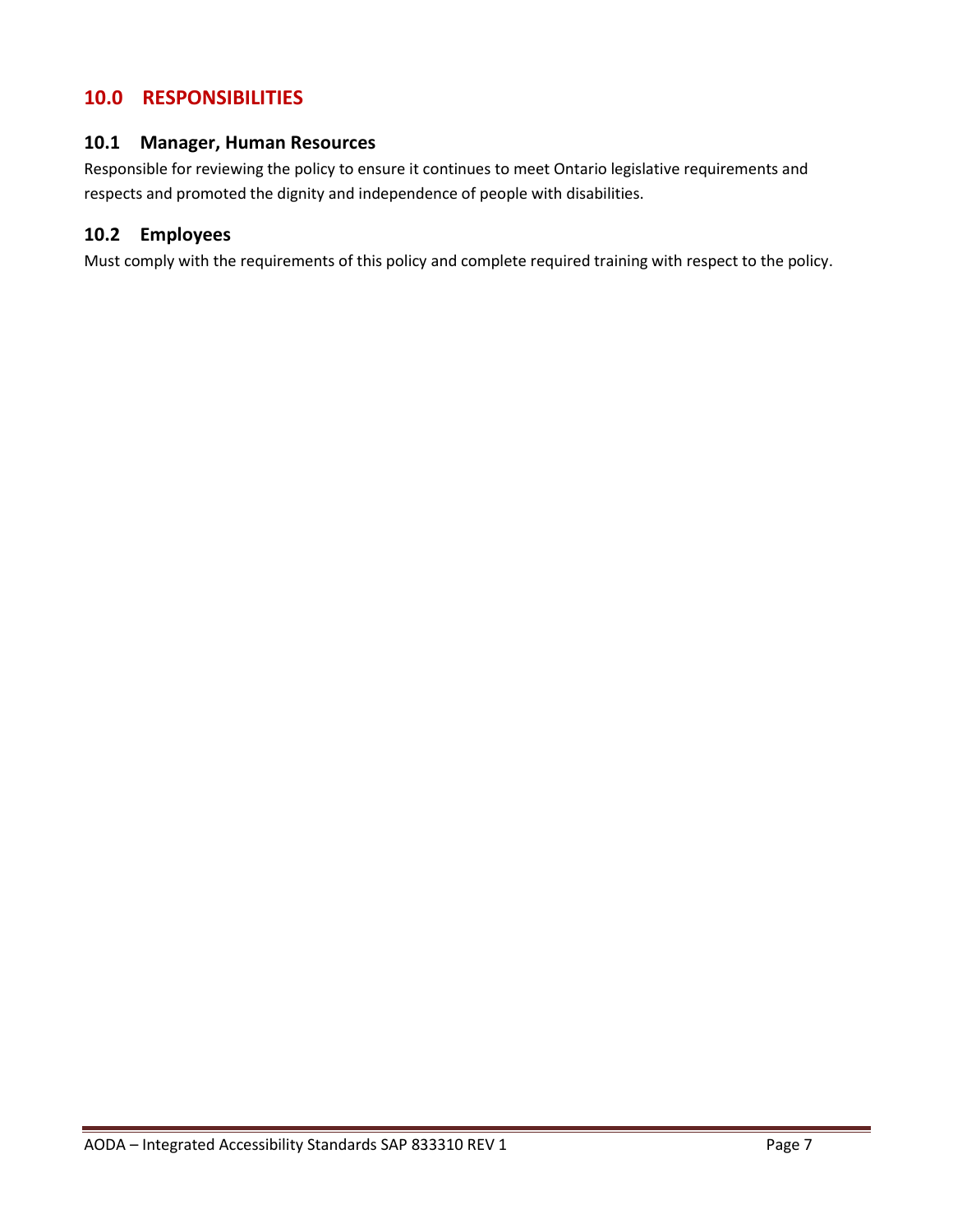## 10.0 RESPONSIBILITIES

### 10.1 Manager, Human Resources

Responsible for reviewing the policy to ensure it continues to meet Ontario legislative requirements and respects and promoted the dignity and independence of people with disabilities.

### 10.2 Employees

Must comply with the requirements of this policy and complete required training with respect to the policy.